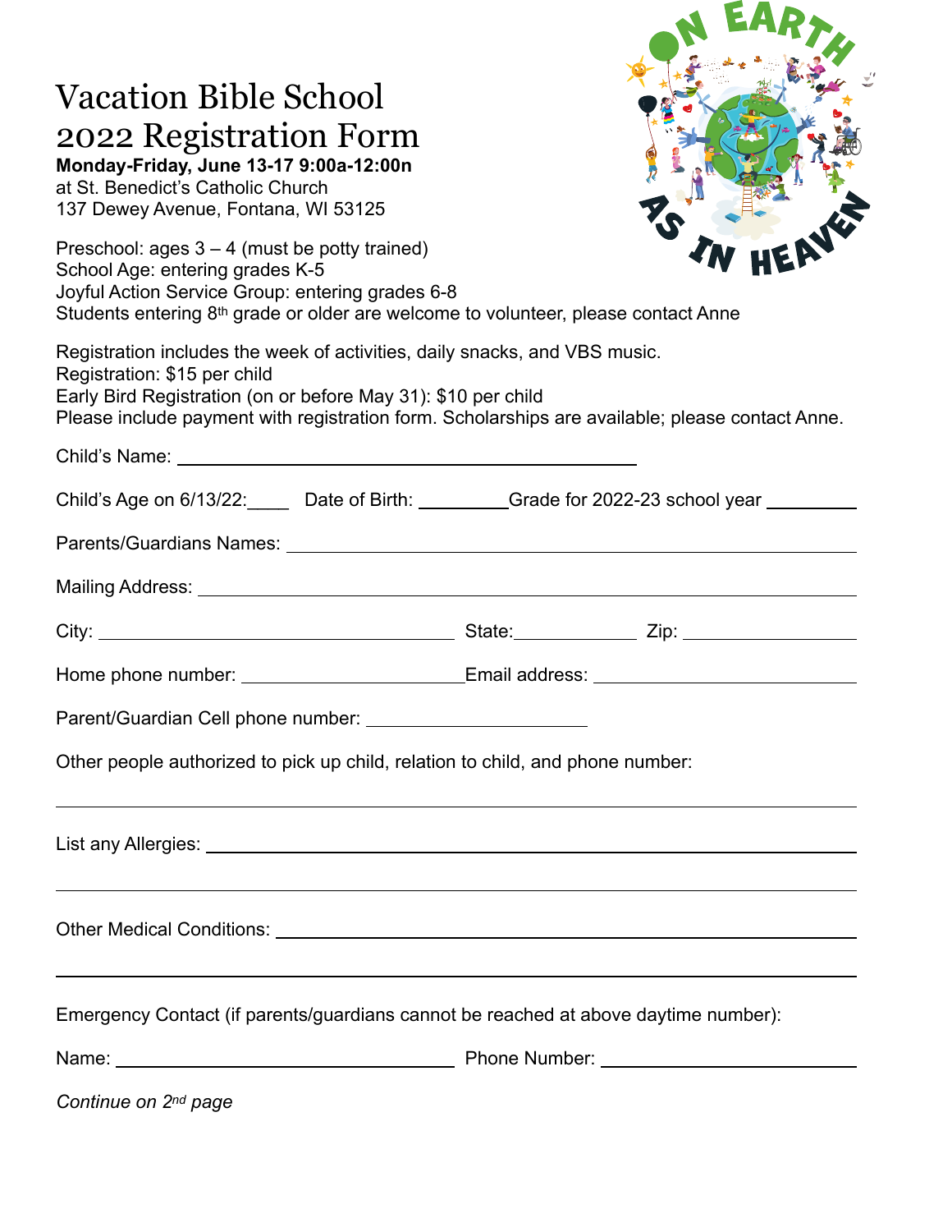# Vacation Bible School 2022 Registration Form

**Monday-Friday, June 13-17 9:00a-12:00n**
at St. Benedict's Catholic Church
137 Dewey Avenue, Fontana, WI 53125

ON EARTH AS IN HEAVEN

Preschool: ages 3 – 4 (must be potty trained)
School Age: entering grades K-5
Joyful Action Service Group: entering grades 6-8
Students entering 8th grade or older are welcome to volunteer, please contact Anne

Registration includes the week of activities, daily snacks, and VBS music.
Registration: $15 per child
Early Bird Registration (on or before May 31): $10 per child
Please include payment with registration form. Scholarships are available; please contact Anne.

Child's Name: ______________________________

Child's Age on 6/13/22:____ Date of Birth: _________Grade for 2022-23 school year _________

Parents/Guardians Names: ______________________________

Mailing Address: ______________________________

City: ____________________ State:__________ Zip: __________

Home phone number: ____________________Email address: ____________________

Parent/Guardian Cell phone number: ____________________

Other people authorized to pick up child, relation to child, and phone number:

______________________________

List any Allergies: ______________________________

______________________________

Other Medical Conditions: ______________________________

______________________________

Emergency Contact (if parents/guardians cannot be reached at above daytime number):

Name: ____________________ Phone Number: ____________________

*Continue on 2nd page*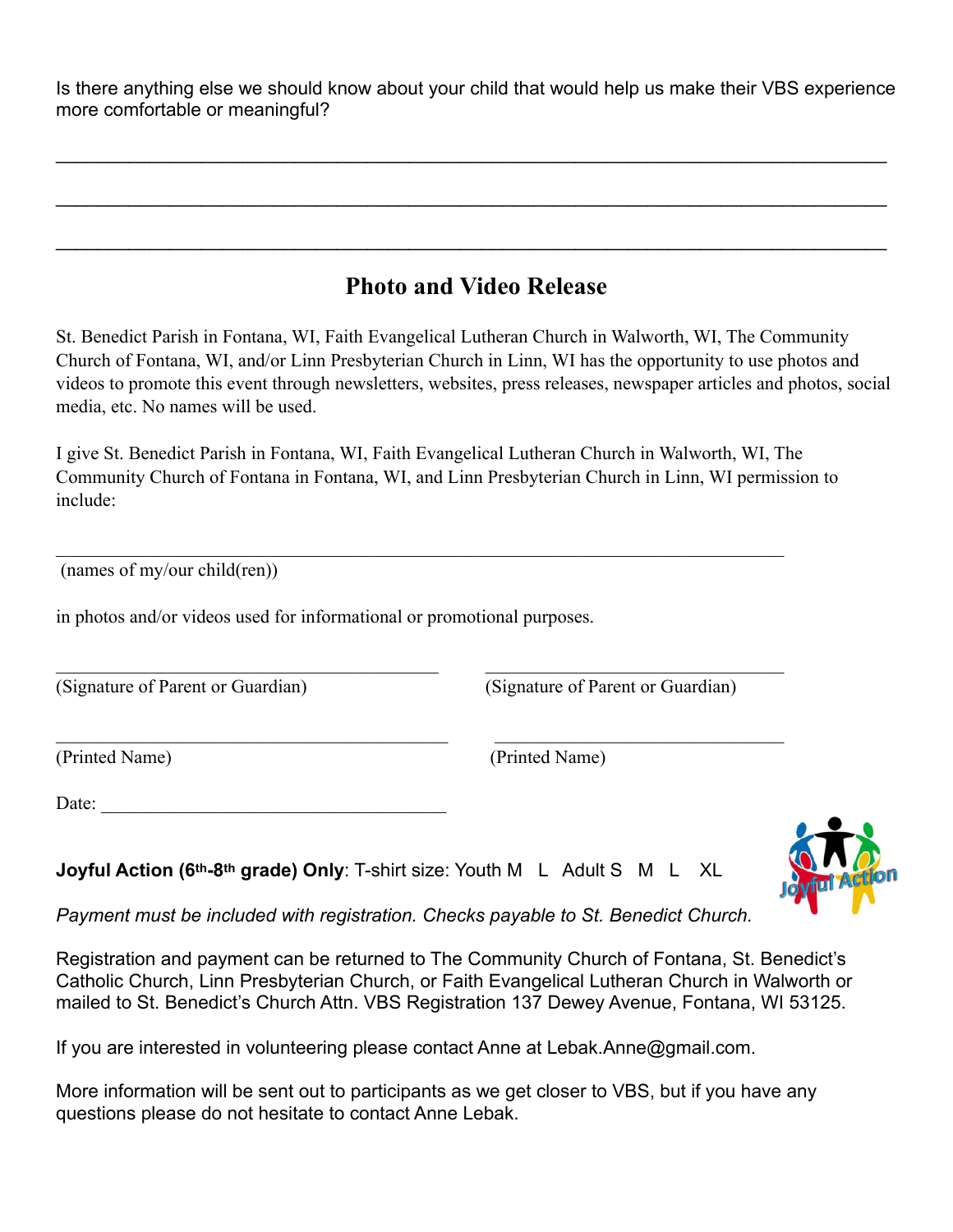Is there anything else we should know about your child that would help us make their VBS experience more comfortable or meaningful?

\_\_\_\_\_\_\_\_\_\_\_\_\_\_\_\_\_\_\_\_\_\_\_\_\_\_\_\_\_\_\_\_\_\_\_\_\_\_\_\_\_\_\_\_\_\_\_\_\_\_\_\_\_\_\_\_\_\_\_\_\_\_\_\_\_\_\_\_\_\_

\_\_\_\_\_\_\_\_\_\_\_\_\_\_\_\_\_\_\_\_\_\_\_\_\_\_\_\_\_\_\_\_\_\_\_\_\_\_\_\_\_\_\_\_\_\_\_\_\_\_\_\_\_\_\_\_\_\_\_\_\_\_\_\_\_\_\_\_\_\_

\_\_\_\_\_\_\_\_\_\_\_\_\_\_\_\_\_\_\_\_\_\_\_\_\_\_\_\_\_\_\_\_\_\_\_\_\_\_\_\_\_\_\_\_\_\_\_\_\_\_\_\_\_\_\_\_\_\_\_\_\_\_\_\_\_\_\_\_\_\_

## Photo and Video Release

St. Benedict Parish in Fontana, WI, Faith Evangelical Lutheran Church in Walworth, WI, The Community Church of Fontana, WI, and/or Linn Presbyterian Church in Linn, WI has the opportunity to use photos and videos to promote this event through newsletters, websites, press releases, newspaper articles and photos, social media, etc. No names will be used.

I give St. Benedict Parish in Fontana, WI, Faith Evangelical Lutheran Church in Walworth, WI, The Community Church of Fontana in Fontana, WI, and Linn Presbyterian Church in Linn, WI permission to include:

\_\_\_\_\_\_\_\_\_\_\_\_\_\_\_\_\_\_\_\_\_\_\_\_\_\_\_\_\_\_\_\_\_\_\_\_\_\_\_\_\_\_\_\_\_\_\_\_\_\_\_\_\_\_\_\_\_\_\_\_\_\_\_\_\_\_
(names of my/our child(ren))

in photos and/or videos used for informational or promotional purposes.

\_\_\_\_\_\_\_\_\_\_\_\_\_\_\_\_\_\_\_\_\_\_\_\_\_\_\_\_\_\_\_\_\_\_\_\_ \_\_\_\_\_\_\_\_\_\_\_\_\_\_\_\_\_\_\_\_\_\_\_\_\_\_\_\_\_\_\_\_\_\_\_\_
(Signature of Parent or Guardian) (Signature of Parent or Guardian)

\_\_\_\_\_\_\_\_\_\_\_\_\_\_\_\_\_\_\_\_\_\_\_\_\_\_\_\_\_\_\_\_\_\_\_\_ \_\_\_\_\_\_\_\_\_\_\_\_\_\_\_\_\_\_\_\_\_\_\_\_\_\_\_\_\_\_\_\_\_\_\_\_
(Printed Name) (Printed Name)

Date: \_\_\_\_\_\_\_\_\_\_\_\_\_\_\_\_\_\_\_\_\_\_\_\_\_\_\_\_\_\_\_\_\_\_

**Joyful Action (6th-8th grade) Only**: T-shirt size: Youth M L Adult S M L XL

*Payment must be included with registration. Checks payable to St. Benedict Church.*

Registration and payment can be returned to The Community Church of Fontana, St. Benedict's Catholic Church, Linn Presbyterian Church, or Faith Evangelical Lutheran Church in Walworth or mailed to St. Benedict's Church Attn. VBS Registration 137 Dewey Avenue, Fontana, WI 53125.

If you are interested in volunteering please contact Anne at Lebak.Anne@gmail.com.

More information will be sent out to participants as we get closer to VBS, but if you have any questions please do not hesitate to contact Anne Lebak.